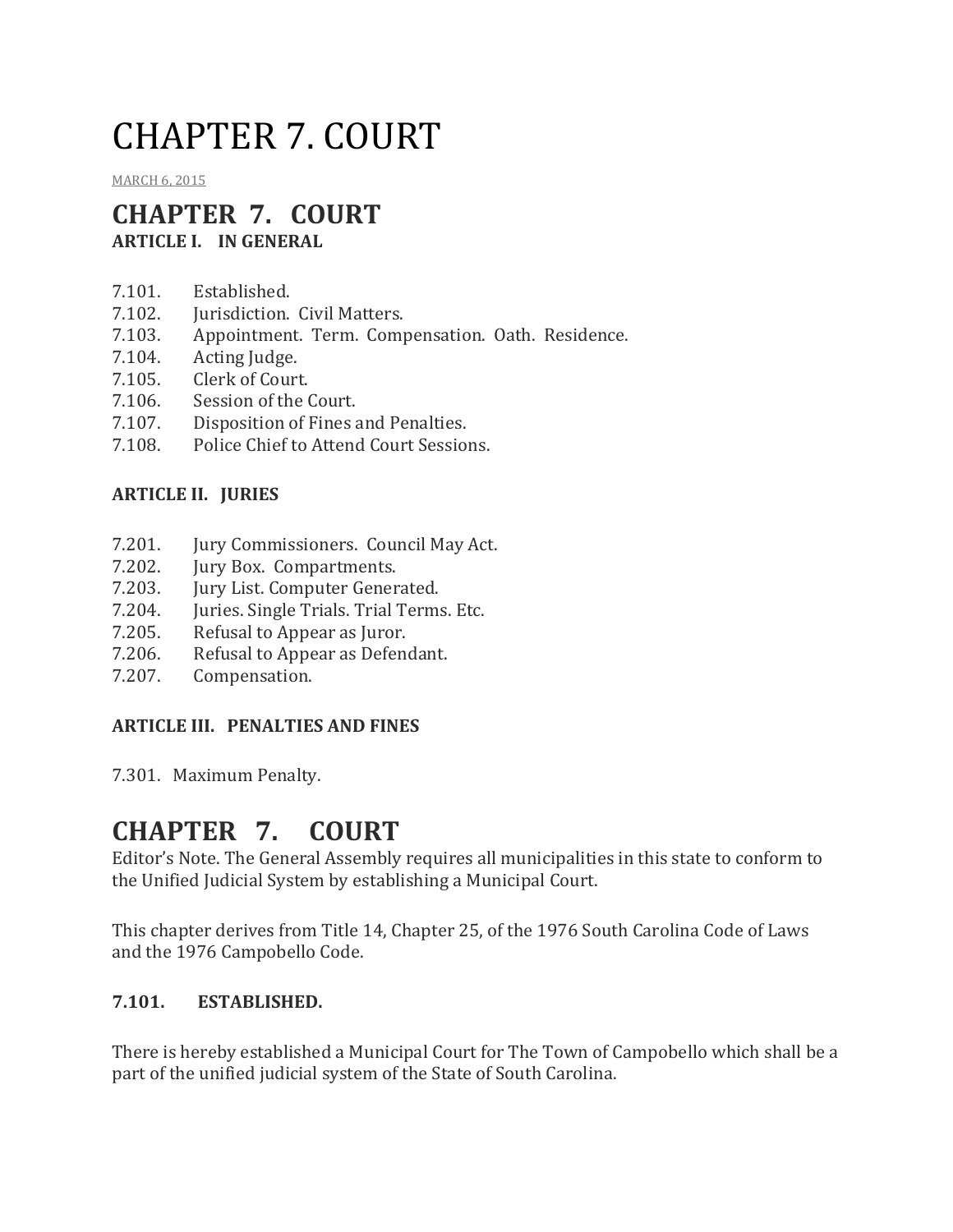# CHAPTER 7. COURT

MARCH 6, 2015

## CHAPTER 7. COURT

**ARTICLE I. IN GENERAL**

7.101. Established.
7.102. Jurisdiction. Civil Matters.
7.103. Appointment. Term. Compensation. Oath. Residence.
7.104. Acting Judge.
7.105. Clerk of Court.
7.106. Session of the Court.
7.107. Disposition of Fines and Penalties.
7.108. Police Chief to Attend Court Sessions.

**ARTICLE II. JURIES**

7.201. Jury Commissioners. Council May Act.
7.202. Jury Box. Compartments.
7.203. Jury List. Computer Generated.
7.204. Juries. Single Trials. Trial Terms. Etc.
7.205. Refusal to Appear as Juror.
7.206. Refusal to Appear as Defendant.
7.207. Compensation.

**ARTICLE III. PENALTIES AND FINES**

7.301. Maximum Penalty.

## CHAPTER 7. COURT

Editor's Note. The General Assembly requires all municipalities in this state to conform to the Unified Judicial System by establishing a Municipal Court.

This chapter derives from Title 14, Chapter 25, of the 1976 South Carolina Code of Laws and the 1976 Campobello Code.

### 7.101. ESTABLISHED.

There is hereby established a Municipal Court for The Town of Campobello which shall be a part of the unified judicial system of the State of South Carolina.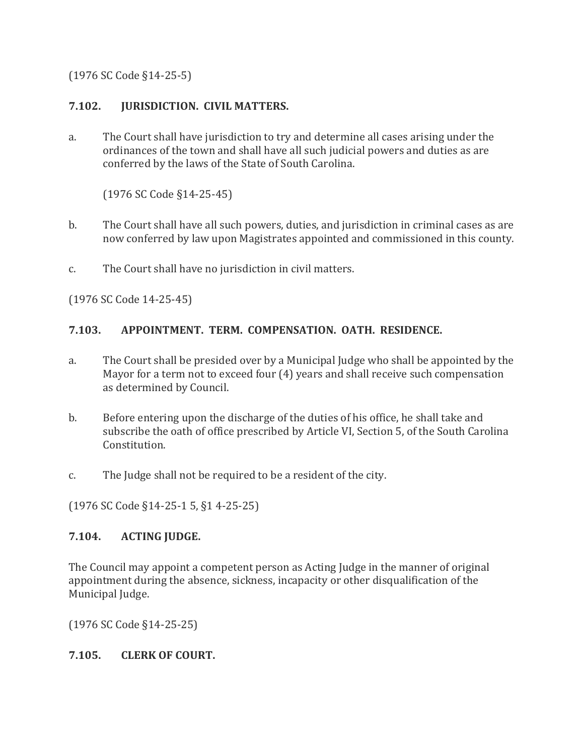(1976 SC Code §14-25-5)

### 7.102. JURISDICTION. CIVIL MATTERS.

a. The Court shall have jurisdiction to try and determine all cases arising under the ordinances of the town and shall have all such judicial powers and duties as are conferred by the laws of the State of South Carolina.

   (1976 SC Code §14-25-45)

b. The Court shall have all such powers, duties, and jurisdiction in criminal cases as are now conferred by law upon Magistrates appointed and commissioned in this county.

c. The Court shall have no jurisdiction in civil matters.

(1976 SC Code 14-25-45)

### 7.103. APPOINTMENT. TERM. COMPENSATION. OATH. RESIDENCE.

a. The Court shall be presided over by a Municipal Judge who shall be appointed by the Mayor for a term not to exceed four (4) years and shall receive such compensation as determined by Council.

b. Before entering upon the discharge of the duties of his office, he shall take and subscribe the oath of office prescribed by Article VI, Section 5, of the South Carolina Constitution.

c. The Judge shall not be required to be a resident of the city.

(1976 SC Code §14-25-1 5, §1 4-25-25)

### 7.104. ACTING JUDGE.

The Council may appoint a competent person as Acting Judge in the manner of original appointment during the absence, sickness, incapacity or other disqualification of the Municipal Judge.

(1976 SC Code §14-25-25)

### 7.105. CLERK OF COURT.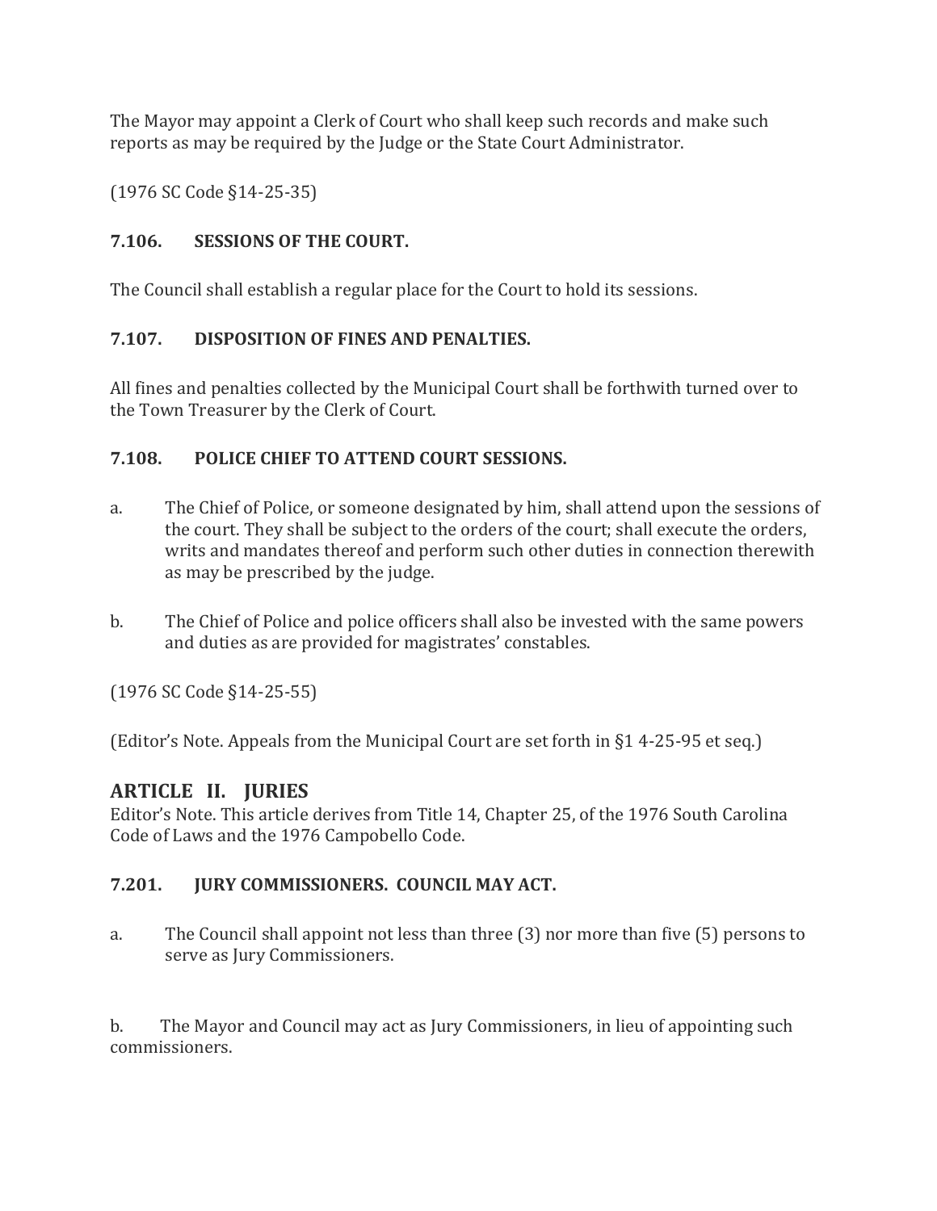The Mayor may appoint a Clerk of Court who shall keep such records and make such reports as may be required by the Judge or the State Court Administrator.

(1976 SC Code §14-25-35)

### 7.106. SESSIONS OF THE COURT.

The Council shall establish a regular place for the Court to hold its sessions.

### 7.107. DISPOSITION OF FINES AND PENALTIES.

All fines and penalties collected by the Municipal Court shall be forthwith turned over to the Town Treasurer by the Clerk of Court.

### 7.108. POLICE CHIEF TO ATTEND COURT SESSIONS.

a. The Chief of Police, or someone designated by him, shall attend upon the sessions of the court. They shall be subject to the orders of the court; shall execute the orders, writs and mandates thereof and perform such other duties in connection therewith as may be prescribed by the judge.

b. The Chief of Police and police officers shall also be invested with the same powers and duties as are provided for magistrates' constables.

(1976 SC Code §14-25-55)

(Editor's Note. Appeals from the Municipal Court are set forth in §1 4-25-95 et seq.)

## ARTICLE II. JURIES

Editor's Note. This article derives from Title 14, Chapter 25, of the 1976 South Carolina Code of Laws and the 1976 Campobello Code.

### 7.201. JURY COMMISSIONERS. COUNCIL MAY ACT.

a. The Council shall appoint not less than three (3) nor more than five (5) persons to serve as Jury Commissioners.

b. The Mayor and Council may act as Jury Commissioners, in lieu of appointing such commissioners.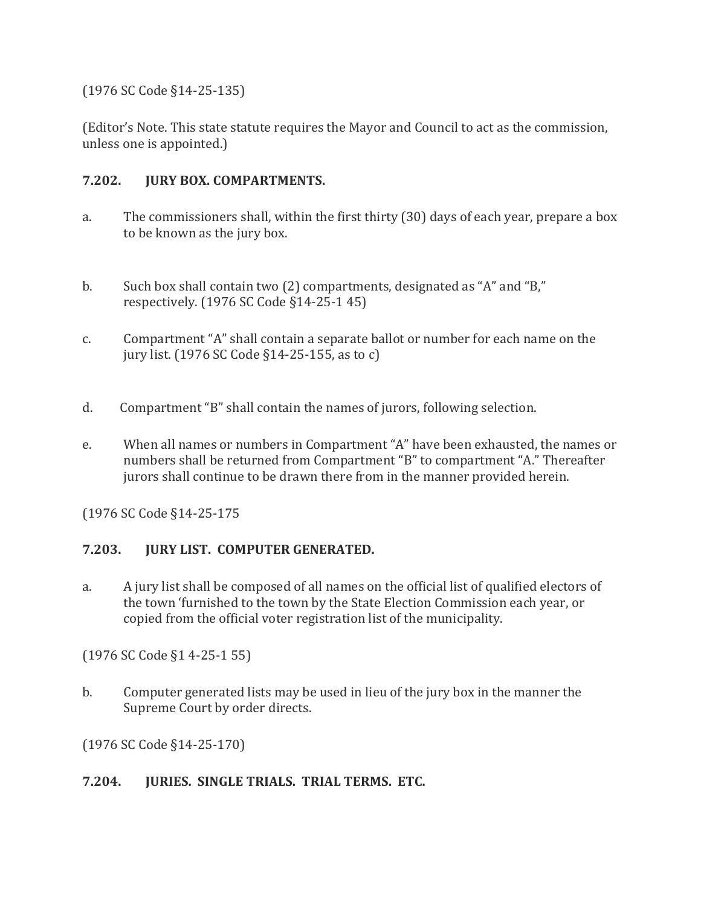(1976 SC Code §14-25-135)

(Editor's Note. This state statute requires the Mayor and Council to act as the commission, unless one is appointed.)

### 7.202. JURY BOX. COMPARTMENTS.

a. The commissioners shall, within the first thirty (30) days of each year, prepare a box to be known as the jury box.

b. Such box shall contain two (2) compartments, designated as "A" and "B," respectively. (1976 SC Code §14-25-1 45)

c. Compartment "A" shall contain a separate ballot or number for each name on the jury list. (1976 SC Code §14-25-155, as to c)

d. Compartment "B" shall contain the names of jurors, following selection.

e. When all names or numbers in Compartment "A" have been exhausted, the names or numbers shall be returned from Compartment "B" to compartment "A." Thereafter jurors shall continue to be drawn there from in the manner provided herein.

(1976 SC Code §14-25-175

### 7.203. JURY LIST. COMPUTER GENERATED.

a. A jury list shall be composed of all names on the official list of qualified electors of the town 'furnished to the town by the State Election Commission each year, or copied from the official voter registration list of the municipality.

(1976 SC Code §1 4-25-1 55)

b. Computer generated lists may be used in lieu of the jury box in the manner the Supreme Court by order directs.

(1976 SC Code §14-25-170)

### 7.204. JURIES. SINGLE TRIALS. TRIAL TERMS. ETC.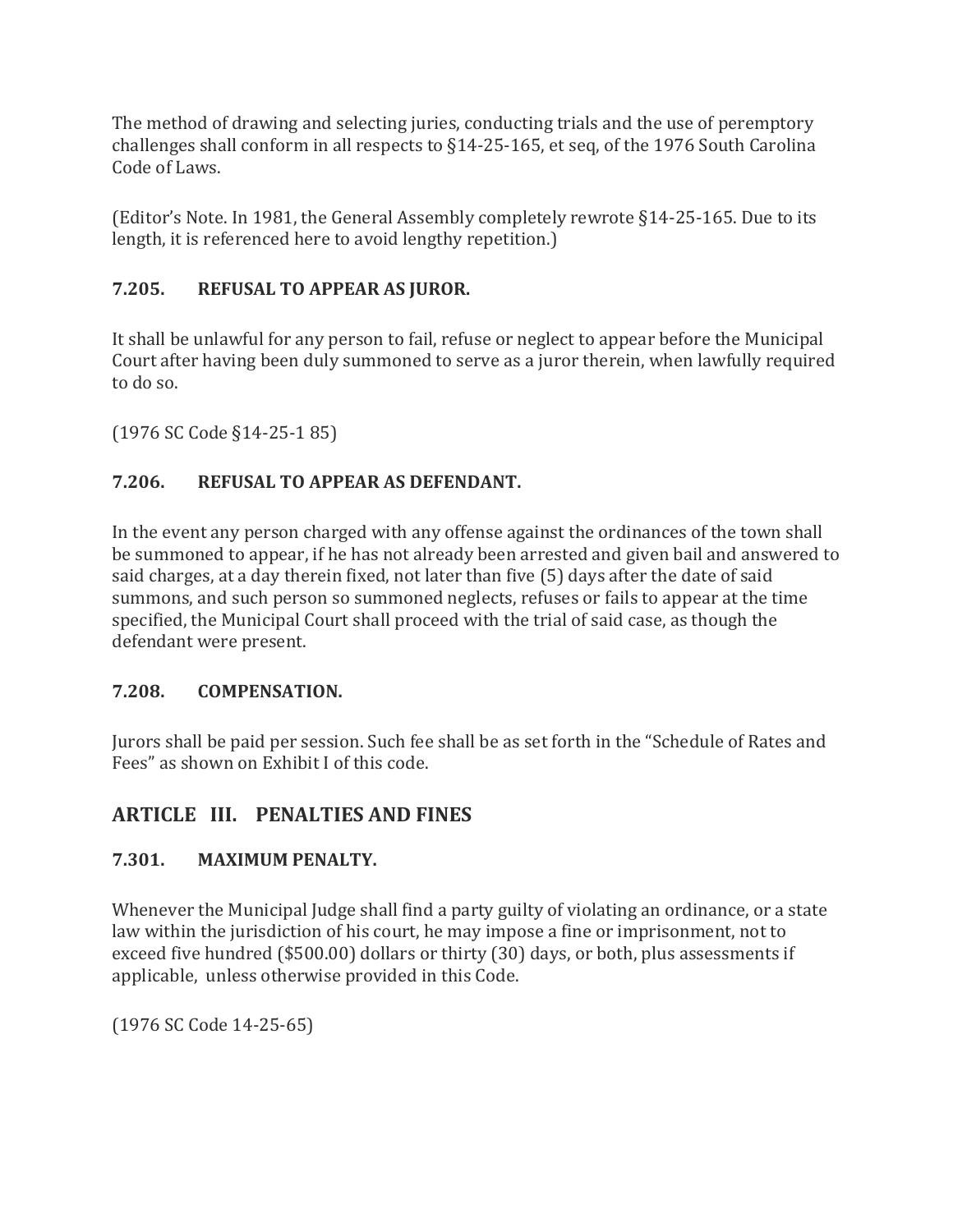The method of drawing and selecting juries, conducting trials and the use of peremptory challenges shall conform in all respects to §14-25-165, et seq, of the 1976 South Carolina Code of Laws.

(Editor's Note. In 1981, the General Assembly completely rewrote §14-25-165. Due to its length, it is referenced here to avoid lengthy repetition.)

### 7.205. REFUSAL TO APPEAR AS JUROR.

It shall be unlawful for any person to fail, refuse or neglect to appear before the Municipal Court after having been duly summoned to serve as a juror therein, when lawfully required to do so.

(1976 SC Code §14-25-1 85)

### 7.206. REFUSAL TO APPEAR AS DEFENDANT.

In the event any person charged with any offense against the ordinances of the town shall be summoned to appear, if he has not already been arrested and given bail and answered to said charges, at a day therein fixed, not later than five (5) days after the date of said summons, and such person so summoned neglects, refuses or fails to appear at the time specified, the Municipal Court shall proceed with the trial of said case, as though the defendant were present.

### 7.208. COMPENSATION.

Jurors shall be paid per session. Such fee shall be as set forth in the "Schedule of Rates and Fees" as shown on Exhibit I of this code.

## ARTICLE III. PENALTIES AND FINES

### 7.301. MAXIMUM PENALTY.

Whenever the Municipal Judge shall find a party guilty of violating an ordinance, or a state law within the jurisdiction of his court, he may impose a fine or imprisonment, not to exceed five hundred ($500.00) dollars or thirty (30) days, or both, plus assessments if applicable, unless otherwise provided in this Code.

(1976 SC Code 14-25-65)